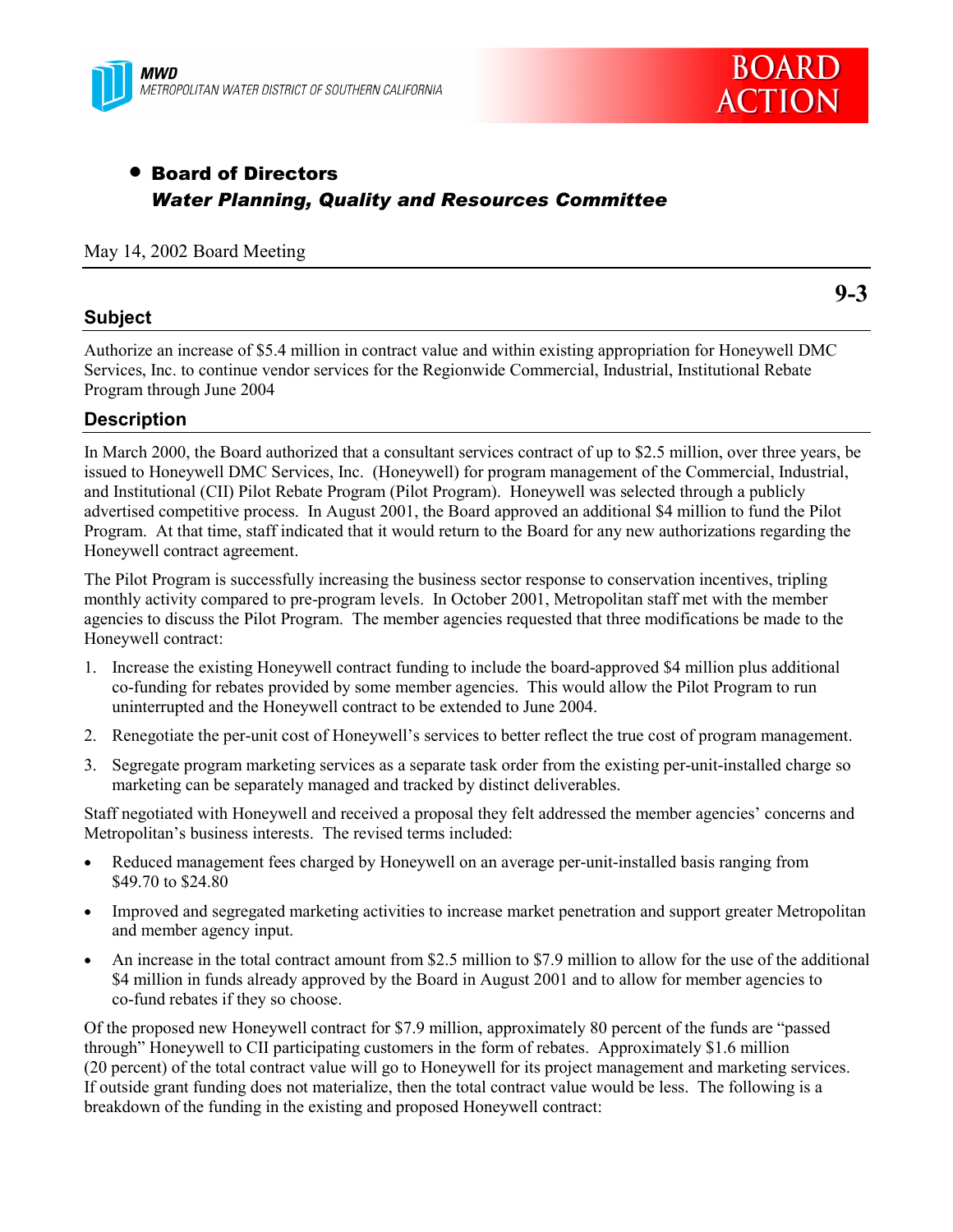MWD
METROPOLITAN WATER DISTRICT OF SOUTHERN CALIFORNIA

BOARD ACTION

- **Board of Directors**
  ***Water Planning, Quality and Resources Committee***

May 14, 2002 Board Meeting

**9-3**

## Subject

Authorize an increase of $5.4 million in contract value and within existing appropriation for Honeywell DMC Services, Inc. to continue vendor services for the Regionwide Commercial, Industrial, Institutional Rebate Program through June 2004

## Description

In March 2000, the Board authorized that a consultant services contract of up to $2.5 million, over three years, be issued to Honeywell DMC Services, Inc. (Honeywell) for program management of the Commercial, Industrial, and Institutional (CII) Pilot Rebate Program (Pilot Program). Honeywell was selected through a publicly advertised competitive process. In August 2001, the Board approved an additional $4 million to fund the Pilot Program. At that time, staff indicated that it would return to the Board for any new authorizations regarding the Honeywell contract agreement.

The Pilot Program is successfully increasing the business sector response to conservation incentives, tripling monthly activity compared to pre-program levels. In October 2001, Metropolitan staff met with the member agencies to discuss the Pilot Program. The member agencies requested that three modifications be made to the Honeywell contract:

1. Increase the existing Honeywell contract funding to include the board-approved $4 million plus additional co-funding for rebates provided by some member agencies. This would allow the Pilot Program to run uninterrupted and the Honeywell contract to be extended to June 2004.
2. Renegotiate the per-unit cost of Honeywell's services to better reflect the true cost of program management.
3. Segregate program marketing services as a separate task order from the existing per-unit-installed charge so marketing can be separately managed and tracked by distinct deliverables.

Staff negotiated with Honeywell and received a proposal they felt addressed the member agencies' concerns and Metropolitan's business interests. The revised terms included:

- Reduced management fees charged by Honeywell on an average per-unit-installed basis ranging from $49.70 to $24.80
- Improved and segregated marketing activities to increase market penetration and support greater Metropolitan and member agency input.
- An increase in the total contract amount from $2.5 million to $7.9 million to allow for the use of the additional $4 million in funds already approved by the Board in August 2001 and to allow for member agencies to co-fund rebates if they so choose.

Of the proposed new Honeywell contract for $7.9 million, approximately 80 percent of the funds are "passed through" Honeywell to CII participating customers in the form of rebates. Approximately $1.6 million (20 percent) of the total contract value will go to Honeywell for its project management and marketing services. If outside grant funding does not materialize, then the total contract value would be less. The following is a breakdown of the funding in the existing and proposed Honeywell contract: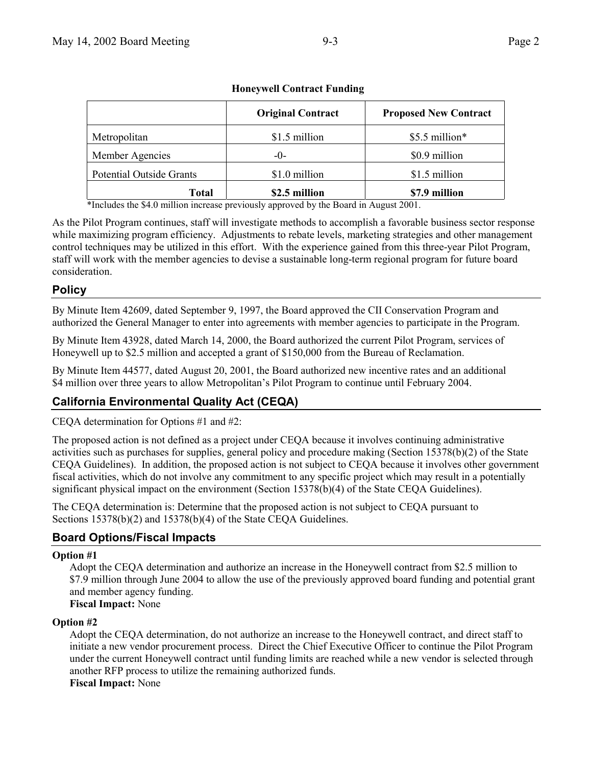**Honeywell Contract Funding**

| | Original Contract | Proposed New Contract |
|---|---|---|
| Metropolitan | \$1.5 million | \$5.5 million* |
| Member Agencies | -0- | \$0.9 million |
| Potential Outside Grants | \$1.0 million | \$1.5 million |
| **Total** | **\$2.5 million** | **\$7.9 million** |

*Includes the \$4.0 million increase previously approved by the Board in August 2001.

As the Pilot Program continues, staff will investigate methods to accomplish a favorable business sector response while maximizing program efficiency. Adjustments to rebate levels, marketing strategies and other management control techniques may be utilized in this effort. With the experience gained from this three-year Pilot Program, staff will work with the member agencies to devise a sustainable long-term regional program for future board consideration.

## Policy

By Minute Item 42609, dated September 9, 1997, the Board approved the CII Conservation Program and authorized the General Manager to enter into agreements with member agencies to participate in the Program.

By Minute Item 43928, dated March 14, 2000, the Board authorized the current Pilot Program, services of Honeywell up to \$2.5 million and accepted a grant of \$150,000 from the Bureau of Reclamation.

By Minute Item 44577, dated August 20, 2001, the Board authorized new incentive rates and an additional \$4 million over three years to allow Metropolitan's Pilot Program to continue until February 2004.

## California Environmental Quality Act (CEQA)

CEQA determination for Options #1 and #2:

The proposed action is not defined as a project under CEQA because it involves continuing administrative activities such as purchases for supplies, general policy and procedure making (Section 15378(b)(2) of the State CEQA Guidelines). In addition, the proposed action is not subject to CEQA because it involves other government fiscal activities, which do not involve any commitment to any specific project which may result in a potentially significant physical impact on the environment (Section 15378(b)(4) of the State CEQA Guidelines).

The CEQA determination is: Determine that the proposed action is not subject to CEQA pursuant to Sections 15378(b)(2) and 15378(b)(4) of the State CEQA Guidelines.

## Board Options/Fiscal Impacts

**Option #1**

Adopt the CEQA determination and authorize an increase in the Honeywell contract from \$2.5 million to \$7.9 million through June 2004 to allow the use of the previously approved board funding and potential grant and member agency funding.

**Fiscal Impact:** None

**Option #2**

Adopt the CEQA determination, do not authorize an increase to the Honeywell contract, and direct staff to initiate a new vendor procurement process. Direct the Chief Executive Officer to continue the Pilot Program under the current Honeywell contract until funding limits are reached while a new vendor is selected through another RFP process to utilize the remaining authorized funds.

**Fiscal Impact:** None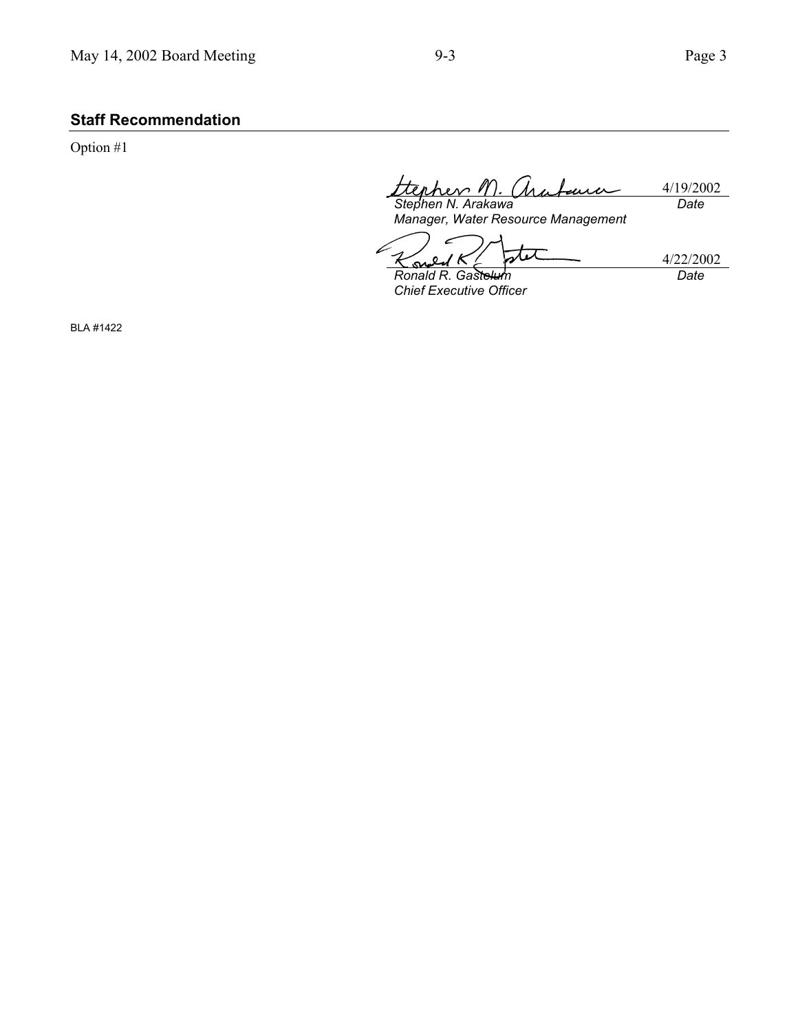## Staff Recommendation

Option #1

| | |
|---|---|
| 4/19/2002 | |
| *Stephen N. Arakawa* | *Date* |
| *Manager, Water Resource Management* | |

| | |
|---|---|
| 4/22/2002 | |
| *Ronald R. Gastelum* | *Date* |
| *Chief Executive Officer* | |

BLA #1422